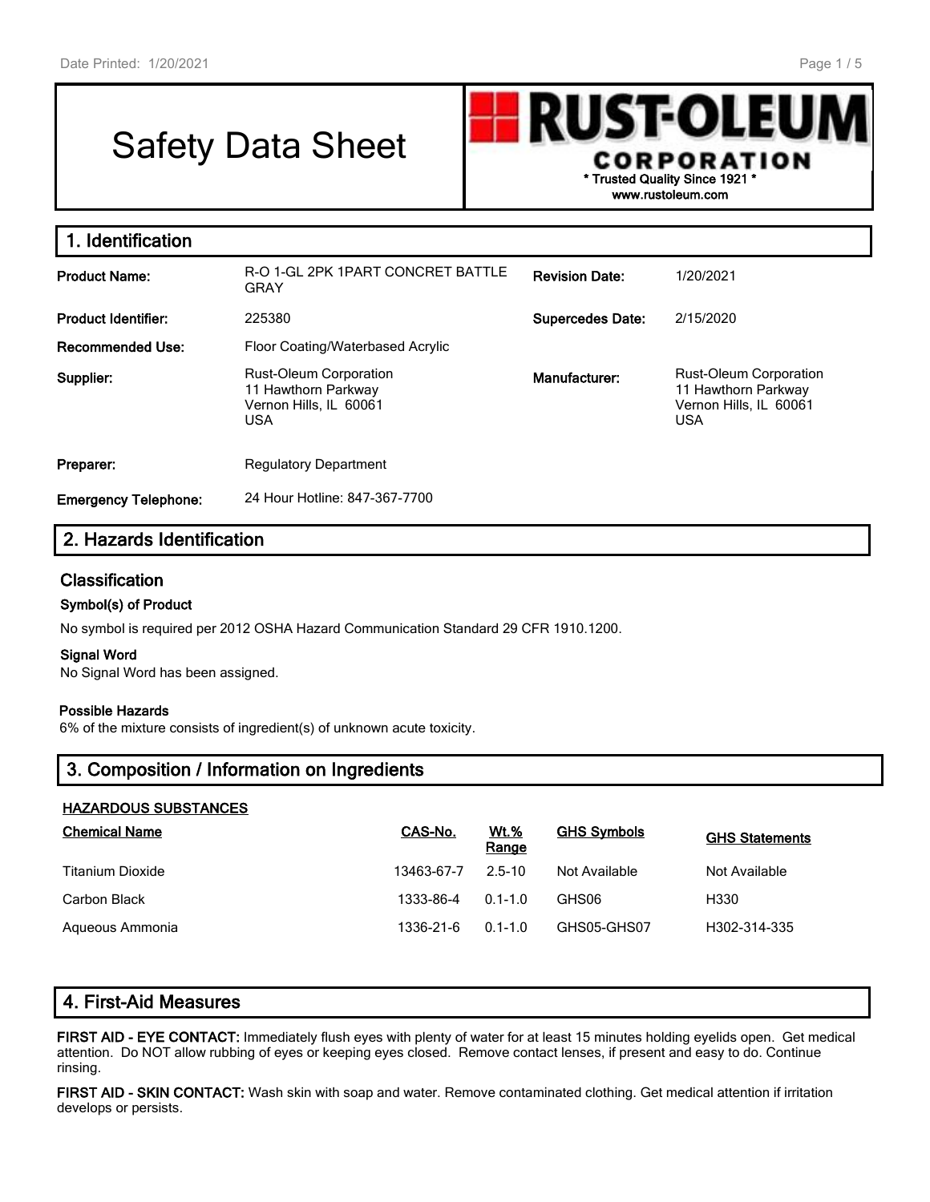# Safety Data Sheet

**RUST-OLEUM CORPORATION**
\* Trusted Quality Since 1921 \*
www.rustoleum.com

## 1. Identification

| | | | |
|---|---|---|---|
| **Product Name:** | R-O 1-GL 2PK 1PART CONCRET BATTLE GRAY | **Revision Date:** | 1/20/2021 |
| **Product Identifier:** | 225380 | **Supercedes Date:** | 2/15/2020 |
| **Recommended Use:** | Floor Coating/Waterbased Acrylic | | |
| **Supplier:** | Rust-Oleum Corporation<br>11 Hawthorn Parkway<br>Vernon Hills, IL 60061<br>USA | **Manufacturer:** | Rust-Oleum Corporation<br>11 Hawthorn Parkway<br>Vernon Hills, IL 60061<br>USA |
| **Preparer:** | Regulatory Department | | |
| **Emergency Telephone:** | 24 Hour Hotline: 847-367-7700 | | |

## 2. Hazards Identification

### Classification

#### Symbol(s) of Product

No symbol is required per 2012 OSHA Hazard Communication Standard 29 CFR 1910.1200.

#### Signal Word

No Signal Word has been assigned.

#### Possible Hazards

6% of the mixture consists of ingredient(s) of unknown acute toxicity.

## 3. Composition / Information on Ingredients

**HAZARDOUS SUBSTANCES**

| Chemical Name | CAS-No. | Wt.% Range | GHS Symbols | GHS Statements |
|---|---|---|---|---|
| Titanium Dioxide | 13463-67-7 | 2.5-10 | Not Available | Not Available |
| Carbon Black | 1333-86-4 | 0.1-1.0 | GHS06 | H330 |
| Aqueous Ammonia | 1336-21-6 | 0.1-1.0 | GHS05-GHS07 | H302-314-335 |

## 4. First-Aid Measures

**FIRST AID - EYE CONTACT:** Immediately flush eyes with plenty of water for at least 15 minutes holding eyelids open. Get medical attention. Do NOT allow rubbing of eyes or keeping eyes closed. Remove contact lenses, if present and easy to do. Continue rinsing.

**FIRST AID - SKIN CONTACT:** Wash skin with soap and water. Remove contaminated clothing. Get medical attention if irritation develops or persists.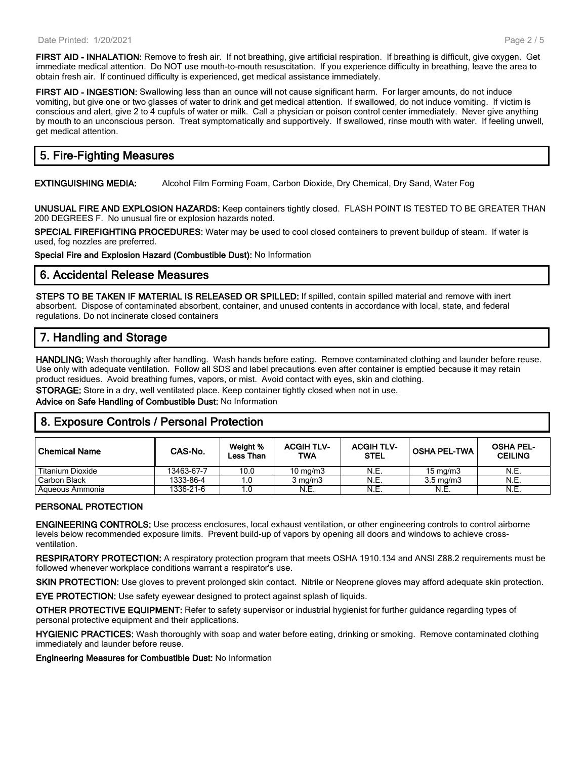**FIRST AID - INHALATION:** Remove to fresh air. If not breathing, give artificial respiration. If breathing is difficult, give oxygen. Get immediate medical attention. Do NOT use mouth-to-mouth resuscitation. If you experience difficulty in breathing, leave the area to obtain fresh air. If continued difficulty is experienced, get medical assistance immediately.

**FIRST AID - INGESTION:** Swallowing less than an ounce will not cause significant harm. For larger amounts, do not induce vomiting, but give one or two glasses of water to drink and get medical attention. If swallowed, do not induce vomiting. If victim is conscious and alert, give 2 to 4 cupfuls of water or milk. Call a physician or poison control center immediately. Never give anything by mouth to an unconscious person. Treat symptomatically and supportively. If swallowed, rinse mouth with water. If feeling unwell, get medical attention.

## 5. Fire-Fighting Measures

**EXTINGUISHING MEDIA:** Alcohol Film Forming Foam, Carbon Dioxide, Dry Chemical, Dry Sand, Water Fog

**UNUSUAL FIRE AND EXPLOSION HAZARDS:** Keep containers tightly closed. FLASH POINT IS TESTED TO BE GREATER THAN 200 DEGREES F. No unusual fire or explosion hazards noted.

**SPECIAL FIREFIGHTING PROCEDURES:** Water may be used to cool closed containers to prevent buildup of steam. If water is used, fog nozzles are preferred.

**Special Fire and Explosion Hazard (Combustible Dust):** No Information

## 6. Accidental Release Measures

**STEPS TO BE TAKEN IF MATERIAL IS RELEASED OR SPILLED:** If spilled, contain spilled material and remove with inert absorbent. Dispose of contaminated absorbent, container, and unused contents in accordance with local, state, and federal regulations. Do not incinerate closed containers

## 7. Handling and Storage

**HANDLING:** Wash thoroughly after handling. Wash hands before eating. Remove contaminated clothing and launder before reuse. Use only with adequate ventilation. Follow all SDS and label precautions even after container is emptied because it may retain product residues. Avoid breathing fumes, vapors, or mist. Avoid contact with eyes, skin and clothing.

**STORAGE:** Store in a dry, well ventilated place. Keep container tightly closed when not in use.

**Advice on Safe Handling of Combustible Dust:** No Information

## 8. Exposure Controls / Personal Protection

| Chemical Name | CAS-No. | Weight % Less Than | ACGIH TLV-TWA | ACGIH TLV-STEL | OSHA PEL-TWA | OSHA PEL-CEILING |
|---|---|---|---|---|---|---|
| Titanium Dioxide | 13463-67-7 | 10.0 | 10 mg/m3 | N.E. | 15 mg/m3 | N.E. |
| Carbon Black | 1333-86-4 | 1.0 | 3 mg/m3 | N.E. | 3.5 mg/m3 | N.E. |
| Aqueous Ammonia | 1336-21-6 | 1.0 | N.E. | N.E. | N.E. | N.E. |

### PERSONAL PROTECTION

**ENGINEERING CONTROLS:** Use process enclosures, local exhaust ventilation, or other engineering controls to control airborne levels below recommended exposure limits. Prevent build-up of vapors by opening all doors and windows to achieve cross-ventilation.

**RESPIRATORY PROTECTION:** A respiratory protection program that meets OSHA 1910.134 and ANSI Z88.2 requirements must be followed whenever workplace conditions warrant a respirator's use.

**SKIN PROTECTION:** Use gloves to prevent prolonged skin contact. Nitrile or Neoprene gloves may afford adequate skin protection.

**EYE PROTECTION:** Use safety eyewear designed to protect against splash of liquids.

**OTHER PROTECTIVE EQUIPMENT:** Refer to safety supervisor or industrial hygienist for further guidance regarding types of personal protective equipment and their applications.

**HYGIENIC PRACTICES:** Wash thoroughly with soap and water before eating, drinking or smoking. Remove contaminated clothing immediately and launder before reuse.

**Engineering Measures for Combustible Dust:** No Information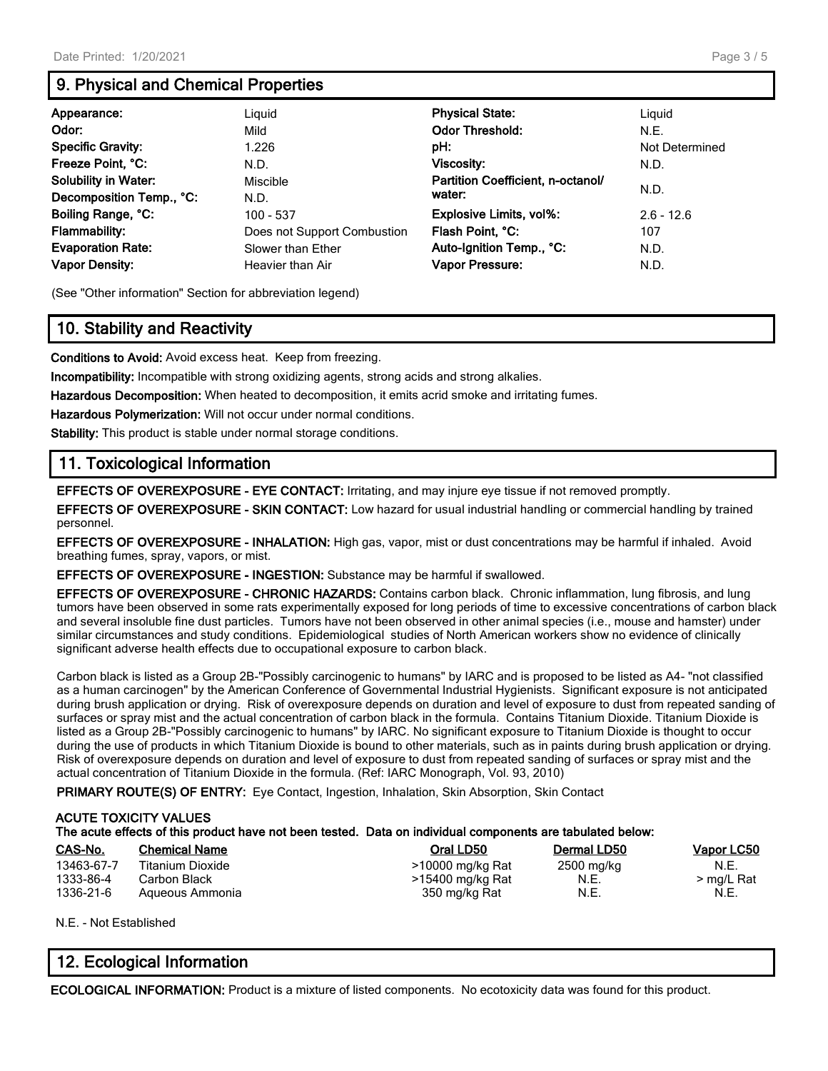## 9. Physical and Chemical Properties

| | | | |
|---|---|---|---|
| **Appearance:** | Liquid | **Physical State:** | Liquid |
| **Odor:** | Mild | **Odor Threshold:** | N.E. |
| **Specific Gravity:** | 1.226 | **pH:** | Not Determined |
| **Freeze Point, °C:** | N.D. | **Viscosity:** | N.D. |
| **Solubility in Water:** | Miscible | **Partition Coefficient, n-octanol/ water:** | N.D. |
| **Decomposition Temp., °C:** | N.D. | | |
| **Boiling Range, °C:** | 100 - 537 | **Explosive Limits, vol%:** | 2.6 - 12.6 |
| **Flammability:** | Does not Support Combustion | **Flash Point, °C:** | 107 |
| **Evaporation Rate:** | Slower than Ether | **Auto-Ignition Temp., °C:** | N.D. |
| **Vapor Density:** | Heavier than Air | **Vapor Pressure:** | N.D. |

(See "Other information" Section for abbreviation legend)

## 10. Stability and Reactivity

**Conditions to Avoid:** Avoid excess heat. Keep from freezing.

**Incompatibility:** Incompatible with strong oxidizing agents, strong acids and strong alkalies.

**Hazardous Decomposition:** When heated to decomposition, it emits acrid smoke and irritating fumes.

**Hazardous Polymerization:** Will not occur under normal conditions.

**Stability:** This product is stable under normal storage conditions.

## 11. Toxicological Information

**EFFECTS OF OVEREXPOSURE - EYE CONTACT:** Irritating, and may injure eye tissue if not removed promptly.

**EFFECTS OF OVEREXPOSURE - SKIN CONTACT:** Low hazard for usual industrial handling or commercial handling by trained personnel.

**EFFECTS OF OVEREXPOSURE - INHALATION:** High gas, vapor, mist or dust concentrations may be harmful if inhaled. Avoid breathing fumes, spray, vapors, or mist.

**EFFECTS OF OVEREXPOSURE - INGESTION:** Substance may be harmful if swallowed.

**EFFECTS OF OVEREXPOSURE - CHRONIC HAZARDS:** Contains carbon black. Chronic inflammation, lung fibrosis, and lung tumors have been observed in some rats experimentally exposed for long periods of time to excessive concentrations of carbon black and several insoluble fine dust particles. Tumors have not been observed in other animal species (i.e., mouse and hamster) under similar circumstances and study conditions. Epidemiological studies of North American workers show no evidence of clinically significant adverse health effects due to occupational exposure to carbon black.

Carbon black is listed as a Group 2B-"Possibly carcinogenic to humans" by IARC and is proposed to be listed as A4- "not classified as a human carcinogen" by the American Conference of Governmental Industrial Hygienists. Significant exposure is not anticipated during brush application or drying. Risk of overexposure depends on duration and level of exposure to dust from repeated sanding of surfaces or spray mist and the actual concentration of carbon black in the formula. Contains Titanium Dioxide. Titanium Dioxide is listed as a Group 2B-"Possibly carcinogenic to humans" by IARC. No significant exposure to Titanium Dioxide is thought to occur during the use of products in which Titanium Dioxide is bound to other materials, such as in paints during brush application or drying. Risk of overexposure depends on duration and level of exposure to dust from repeated sanding of surfaces or spray mist and the actual concentration of Titanium Dioxide in the formula. (Ref: IARC Monograph, Vol. 93, 2010)

**PRIMARY ROUTE(S) OF ENTRY:** Eye Contact, Ingestion, Inhalation, Skin Absorption, Skin Contact

**ACUTE TOXICITY VALUES**
**The acute effects of this product have not been tested. Data on individual components are tabulated below:**

| CAS-No. | Chemical Name | Oral LD50 | Dermal LD50 | Vapor LC50 |
|---|---|---|---|---|
| 13463-67-7 | Titanium Dioxide | >10000 mg/kg Rat | 2500 mg/kg | N.E. |
| 1333-86-4 | Carbon Black | >15400 mg/kg Rat | N.E. | > mg/L Rat |
| 1336-21-6 | Aqueous Ammonia | 350 mg/kg Rat | N.E. | N.E. |

N.E. - Not Established

## 12. Ecological Information

**ECOLOGICAL INFORMATION:** Product is a mixture of listed components. No ecotoxicity data was found for this product.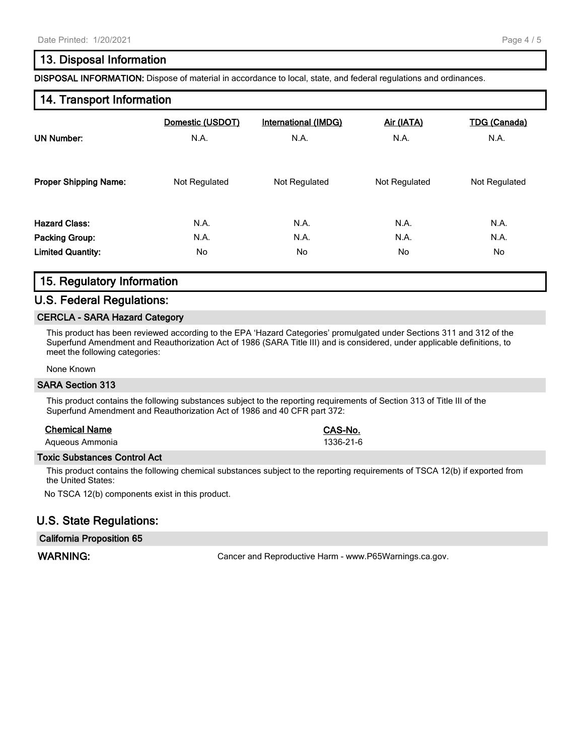## 13. Disposal Information

**DISPOSAL INFORMATION:** Dispose of material in accordance to local, state, and federal regulations and ordinances.

## 14. Transport Information

| | Domestic (USDOT) | International (IMDG) | Air (IATA) | TDG (Canada) |
|---|---|---|---|---|
| **UN Number:** | N.A. | N.A. | N.A. | N.A. |
| **Proper Shipping Name:** | Not Regulated | Not Regulated | Not Regulated | Not Regulated |
| **Hazard Class:** | N.A. | N.A. | N.A. | N.A. |
| **Packing Group:** | N.A. | N.A. | N.A. | N.A. |
| **Limited Quantity:** | No | No | No | No |

## 15. Regulatory Information

### U.S. Federal Regulations:

#### CERCLA - SARA Hazard Category

This product has been reviewed according to the EPA 'Hazard Categories' promulgated under Sections 311 and 312 of the Superfund Amendment and Reauthorization Act of 1986 (SARA Title III) and is considered, under applicable definitions, to meet the following categories:

None Known

#### SARA Section 313

This product contains the following substances subject to the reporting requirements of Section 313 of Title III of the Superfund Amendment and Reauthorization Act of 1986 and 40 CFR part 372:

| Chemical Name | CAS-No. |
|---|---|
| Aqueous Ammonia | 1336-21-6 |

#### Toxic Substances Control Act

This product contains the following chemical substances subject to the reporting requirements of TSCA 12(b) if exported from the United States:

No TSCA 12(b) components exist in this product.

### U.S. State Regulations:

#### California Proposition 65

**WARNING:** Cancer and Reproductive Harm - www.P65Warnings.ca.gov.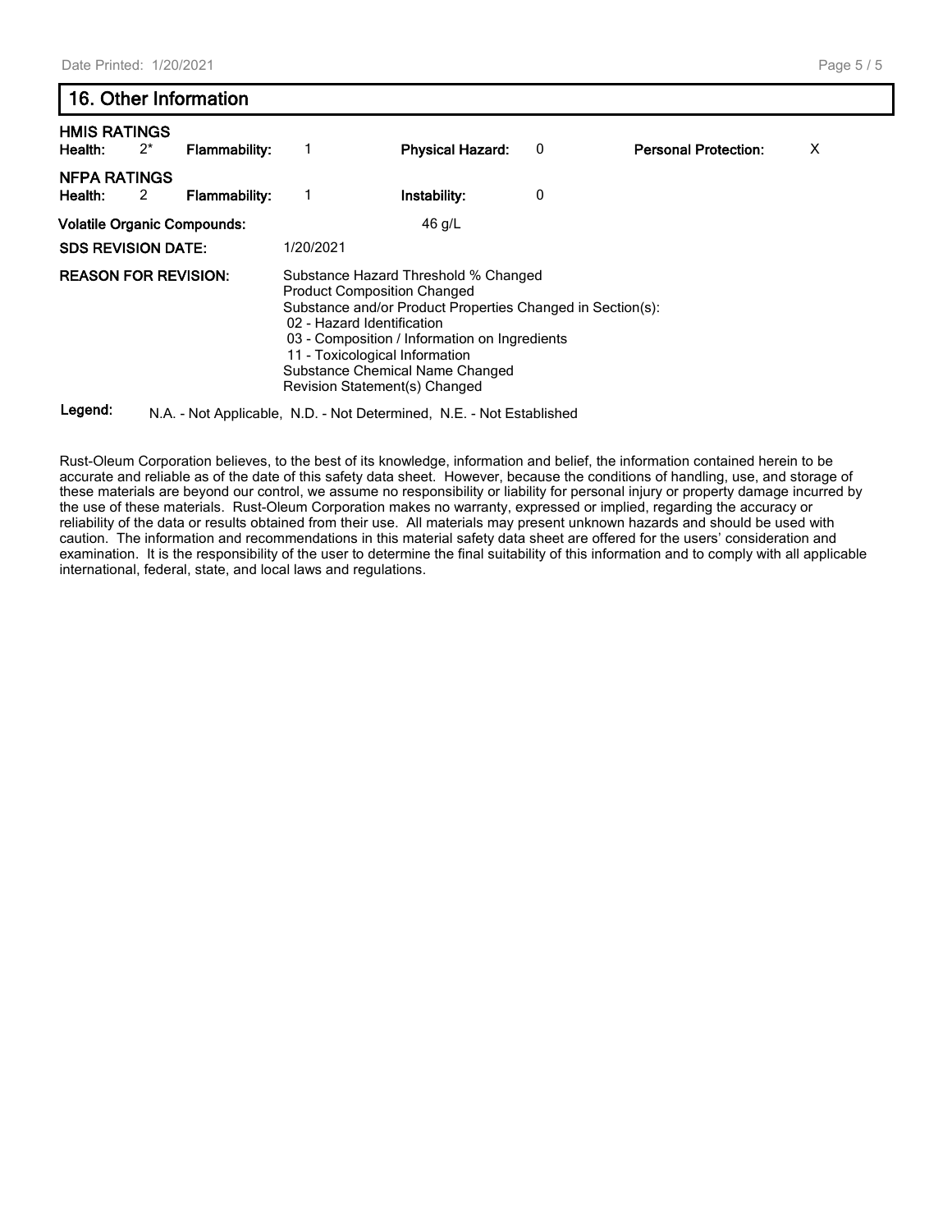## 16. Other Information

**HMIS RATINGS**

| | | | | | | | |
|---|---|---|---|---|---|---|---|
| **Health:** | 2* | **Flammability:** | 1 | **Physical Hazard:** | 0 | **Personal Protection:** | X |

**NFPA RATINGS**

| | | | | | |
|---|---|---|---|---|---|
| **Health:** | 2 | **Flammability:** | 1 | **Instability:** | 0 |

**Volatile Organic Compounds:** 46 g/L

**SDS REVISION DATE:** 1/20/2021

**REASON FOR REVISION:**
Substance Hazard Threshold % Changed
Product Composition Changed
Substance and/or Product Properties Changed in Section(s):
02 - Hazard Identification
03 - Composition / Information on Ingredients
11 - Toxicological Information
Substance Chemical Name Changed
Revision Statement(s) Changed

**Legend:** N.A. - Not Applicable, N.D. - Not Determined, N.E. - Not Established

Rust-Oleum Corporation believes, to the best of its knowledge, information and belief, the information contained herein to be accurate and reliable as of the date of this safety data sheet. However, because the conditions of handling, use, and storage of these materials are beyond our control, we assume no responsibility or liability for personal injury or property damage incurred by the use of these materials. Rust-Oleum Corporation makes no warranty, expressed or implied, regarding the accuracy or reliability of the data or results obtained from their use. All materials may present unknown hazards and should be used with caution. The information and recommendations in this material safety data sheet are offered for the users' consideration and examination. It is the responsibility of the user to determine the final suitability of this information and to comply with all applicable international, federal, state, and local laws and regulations.